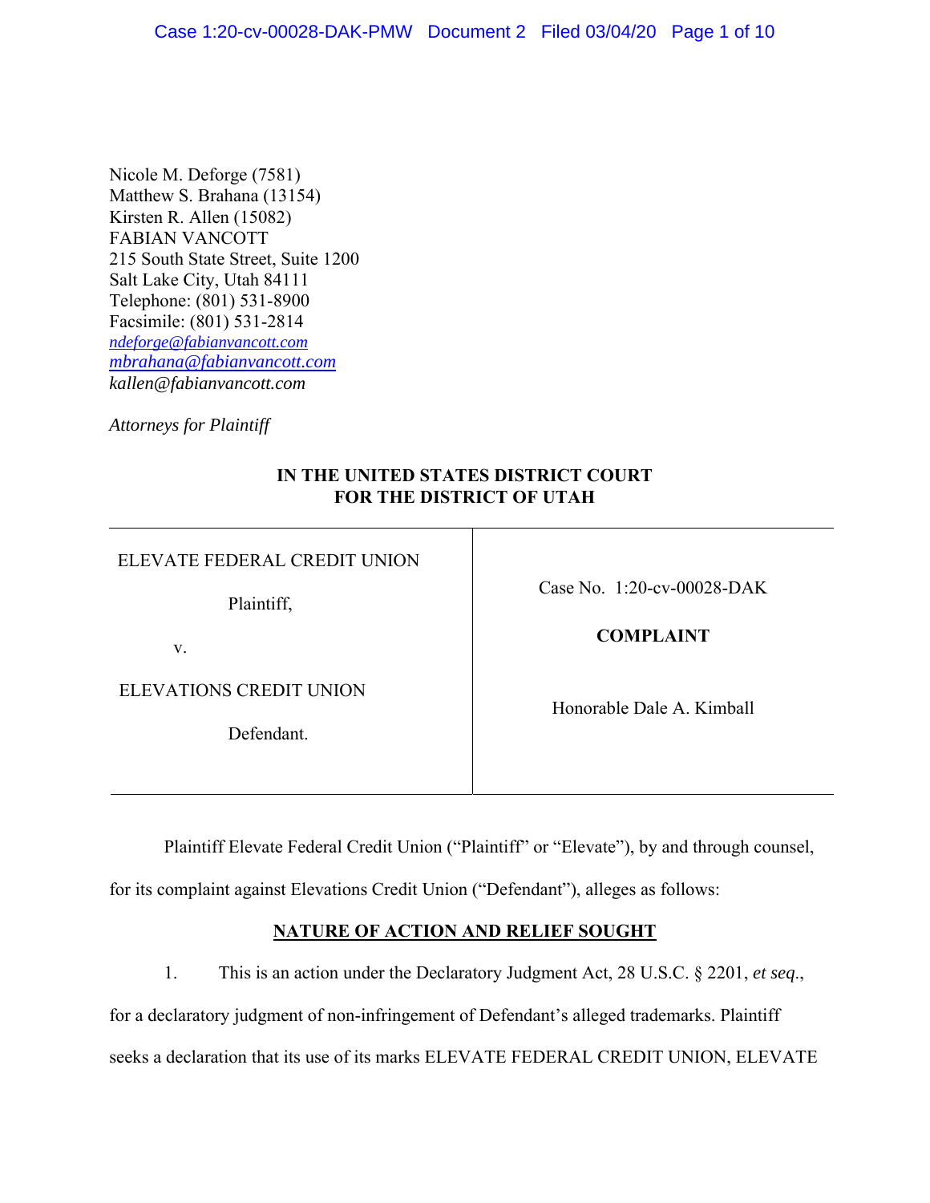Nicole M. Deforge (7581)
Matthew S. Brahana (13154)
Kirsten R. Allen (15082)
FABIAN VANCOTT
215 South State Street, Suite 1200
Salt Lake City, Utah 84111
Telephone: (801) 531-8900
Facsimile: (801) 531-2814
*ndeforge@fabianvancott.com*
*mbrahana@fabianvancott.com*
*kallen@fabianvancott.com*

*Attorneys for Plaintiff*

**IN THE UNITED STATES DISTRICT COURT**
**FOR THE DISTRICT OF UTAH**

| | |
|---|---|
| ELEVATE FEDERAL CREDIT UNION<br><br>Plaintiff,<br><br>v.<br><br>ELEVATIONS CREDIT UNION<br><br>Defendant. | Case No. 1:20-cv-00028-DAK<br><br>**COMPLAINT**<br><br>Honorable Dale A. Kimball |

Plaintiff Elevate Federal Credit Union ("Plaintiff" or "Elevate"), by and through counsel, for its complaint against Elevations Credit Union ("Defendant"), alleges as follows:

## NATURE OF ACTION AND RELIEF SOUGHT

1. This is an action under the Declaratory Judgment Act, 28 U.S.C. § 2201, *et seq.*, for a declaratory judgment of non-infringement of Defendant's alleged trademarks. Plaintiff seeks a declaration that its use of its marks ELEVATE FEDERAL CREDIT UNION, ELEVATE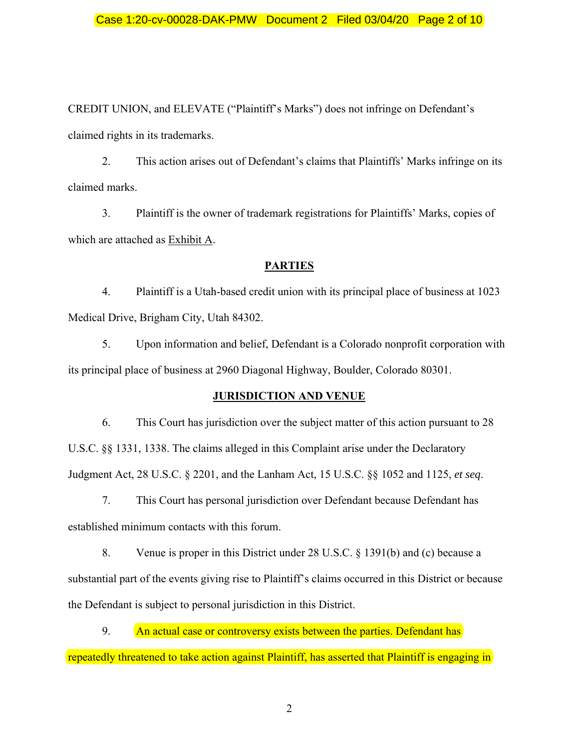CREDIT UNION, and ELEVATE ("Plaintiff's Marks") does not infringe on Defendant's claimed rights in its trademarks.

2. This action arises out of Defendant's claims that Plaintiffs' Marks infringe on its claimed marks.

3. Plaintiff is the owner of trademark registrations for Plaintiffs' Marks, copies of which are attached as Exhibit A.

## PARTIES

4. Plaintiff is a Utah-based credit union with its principal place of business at 1023 Medical Drive, Brigham City, Utah 84302.

5. Upon information and belief, Defendant is a Colorado nonprofit corporation with its principal place of business at 2960 Diagonal Highway, Boulder, Colorado 80301.

## JURISDICTION AND VENUE

6. This Court has jurisdiction over the subject matter of this action pursuant to 28 U.S.C. §§ 1331, 1338. The claims alleged in this Complaint arise under the Declaratory Judgment Act, 28 U.S.C. § 2201, and the Lanham Act, 15 U.S.C. §§ 1052 and 1125, *et seq*.

7. This Court has personal jurisdiction over Defendant because Defendant has established minimum contacts with this forum.

8. Venue is proper in this District under 28 U.S.C. § 1391(b) and (c) because a substantial part of the events giving rise to Plaintiff's claims occurred in this District or because the Defendant is subject to personal jurisdiction in this District.

9. An actual case or controversy exists between the parties. Defendant has repeatedly threatened to take action against Plaintiff, has asserted that Plaintiff is engaging in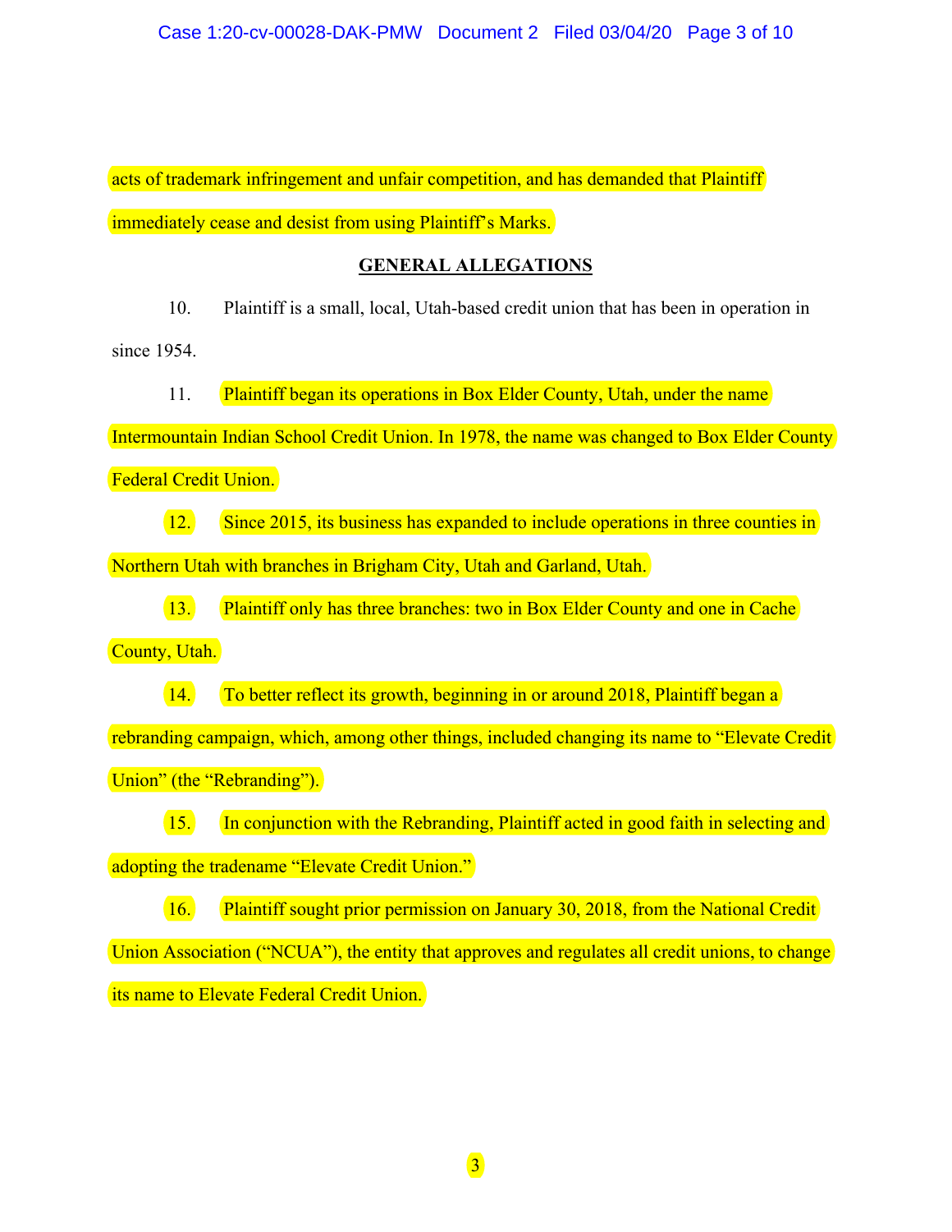acts of trademark infringement and unfair competition, and has demanded that Plaintiff immediately cease and desist from using Plaintiff's Marks.

## GENERAL ALLEGATIONS

10. Plaintiff is a small, local, Utah-based credit union that has been in operation in since 1954.

11. Plaintiff began its operations in Box Elder County, Utah, under the name Intermountain Indian School Credit Union. In 1978, the name was changed to Box Elder County Federal Credit Union.

12. Since 2015, its business has expanded to include operations in three counties in Northern Utah with branches in Brigham City, Utah and Garland, Utah.

13. Plaintiff only has three branches: two in Box Elder County and one in Cache County, Utah.

14. To better reflect its growth, beginning in or around 2018, Plaintiff began a rebranding campaign, which, among other things, included changing its name to "Elevate Credit Union" (the "Rebranding").

15. In conjunction with the Rebranding, Plaintiff acted in good faith in selecting and adopting the tradename "Elevate Credit Union."

16. Plaintiff sought prior permission on January 30, 2018, from the National Credit Union Association ("NCUA"), the entity that approves and regulates all credit unions, to change its name to Elevate Federal Credit Union.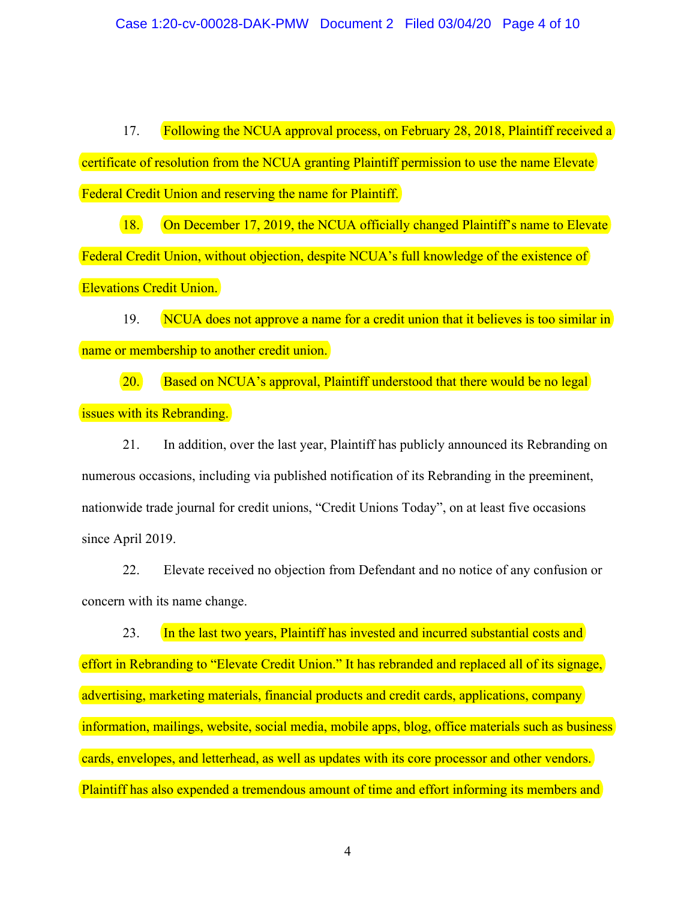17. Following the NCUA approval process, on February 28, 2018, Plaintiff received a certificate of resolution from the NCUA granting Plaintiff permission to use the name Elevate Federal Credit Union and reserving the name for Plaintiff.

18. On December 17, 2019, the NCUA officially changed Plaintiff's name to Elevate Federal Credit Union, without objection, despite NCUA's full knowledge of the existence of Elevations Credit Union.

19. NCUA does not approve a name for a credit union that it believes is too similar in name or membership to another credit union.

20. Based on NCUA's approval, Plaintiff understood that there would be no legal issues with its Rebranding.

21. In addition, over the last year, Plaintiff has publicly announced its Rebranding on numerous occasions, including via published notification of its Rebranding in the preeminent, nationwide trade journal for credit unions, "Credit Unions Today", on at least five occasions since April 2019.

22. Elevate received no objection from Defendant and no notice of any confusion or concern with its name change.

23. In the last two years, Plaintiff has invested and incurred substantial costs and effort in Rebranding to "Elevate Credit Union." It has rebranded and replaced all of its signage, advertising, marketing materials, financial products and credit cards, applications, company information, mailings, website, social media, mobile apps, blog, office materials such as business cards, envelopes, and letterhead, as well as updates with its core processor and other vendors. Plaintiff has also expended a tremendous amount of time and effort informing its members and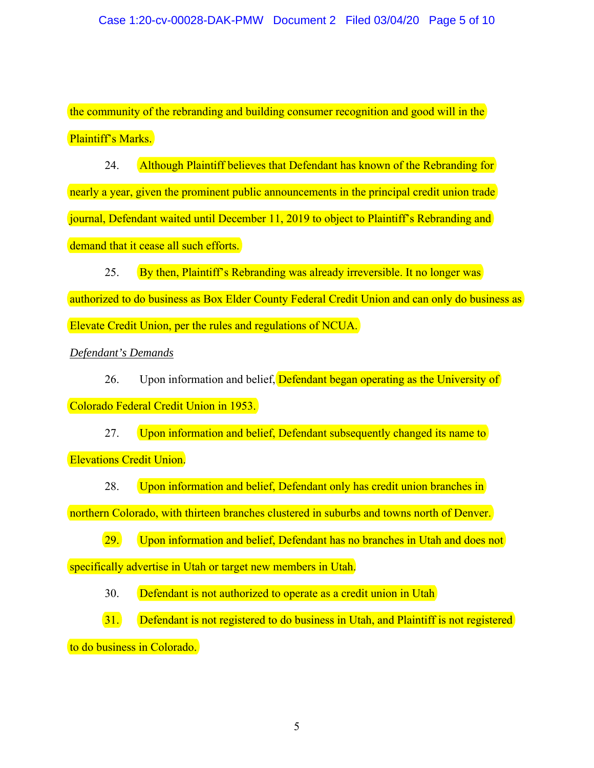the community of the rebranding and building consumer recognition and good will in the Plaintiff's Marks.

24. Although Plaintiff believes that Defendant has known of the Rebranding for nearly a year, given the prominent public announcements in the principal credit union trade journal, Defendant waited until December 11, 2019 to object to Plaintiff's Rebranding and demand that it cease all such efforts.

25. By then, Plaintiff's Rebranding was already irreversible. It no longer was authorized to do business as Box Elder County Federal Credit Union and can only do business as Elevate Credit Union, per the rules and regulations of NCUA.

*Defendant's Demands*

26. Upon information and belief, Defendant began operating as the University of Colorado Federal Credit Union in 1953.

27. Upon information and belief, Defendant subsequently changed its name to Elevations Credit Union.

28. Upon information and belief, Defendant only has credit union branches in northern Colorado, with thirteen branches clustered in suburbs and towns north of Denver.

29. Upon information and belief, Defendant has no branches in Utah and does not specifically advertise in Utah or target new members in Utah.

30. Defendant is not authorized to operate as a credit union in Utah

31. Defendant is not registered to do business in Utah, and Plaintiff is not registered to do business in Colorado.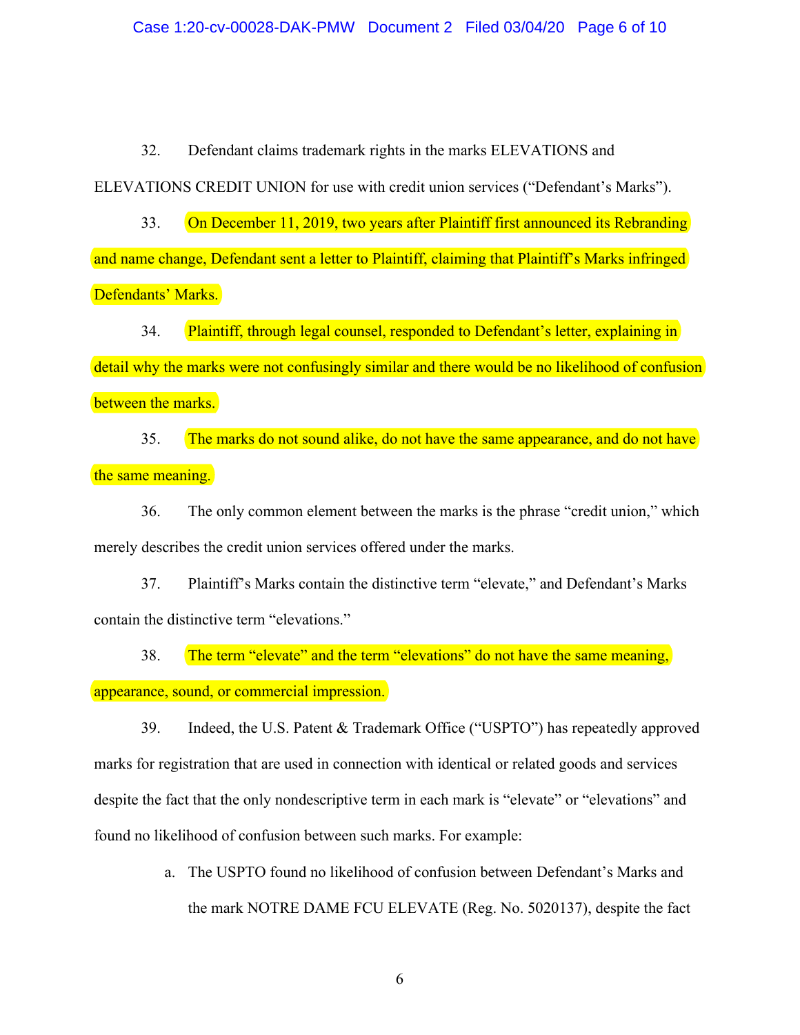32. Defendant claims trademark rights in the marks ELEVATIONS and ELEVATIONS CREDIT UNION for use with credit union services ("Defendant's Marks").

33. On December 11, 2019, two years after Plaintiff first announced its Rebranding and name change, Defendant sent a letter to Plaintiff, claiming that Plaintiff's Marks infringed Defendants' Marks.

34. Plaintiff, through legal counsel, responded to Defendant's letter, explaining in detail why the marks were not confusingly similar and there would be no likelihood of confusion between the marks.

35. The marks do not sound alike, do not have the same appearance, and do not have the same meaning.

36. The only common element between the marks is the phrase "credit union," which merely describes the credit union services offered under the marks.

37. Plaintiff's Marks contain the distinctive term "elevate," and Defendant's Marks contain the distinctive term "elevations."

38. The term "elevate" and the term "elevations" do not have the same meaning, appearance, sound, or commercial impression.

39. Indeed, the U.S. Patent & Trademark Office ("USPTO") has repeatedly approved marks for registration that are used in connection with identical or related goods and services despite the fact that the only nondescriptive term in each mark is "elevate" or "elevations" and found no likelihood of confusion between such marks. For example:

   a. The USPTO found no likelihood of confusion between Defendant's Marks and the mark NOTRE DAME FCU ELEVATE (Reg. No. 5020137), despite the fact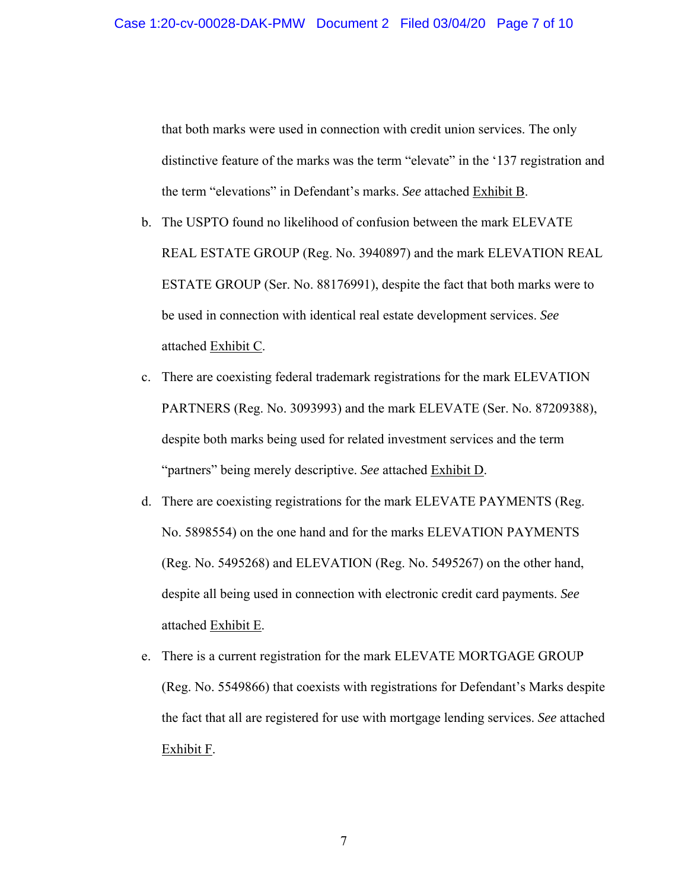that both marks were used in connection with credit union services. The only distinctive feature of the marks was the term "elevate" in the '137 registration and the term "elevations" in Defendant's marks. *See* attached Exhibit B.

b. The USPTO found no likelihood of confusion between the mark ELEVATE REAL ESTATE GROUP (Reg. No. 3940897) and the mark ELEVATION REAL ESTATE GROUP (Ser. No. 88176991), despite the fact that both marks were to be used in connection with identical real estate development services. *See* attached Exhibit C.

c. There are coexisting federal trademark registrations for the mark ELEVATION PARTNERS (Reg. No. 3093993) and the mark ELEVATE (Ser. No. 87209388), despite both marks being used for related investment services and the term "partners" being merely descriptive. *See* attached Exhibit D.

d. There are coexisting registrations for the mark ELEVATE PAYMENTS (Reg. No. 5898554) on the one hand and for the marks ELEVATION PAYMENTS (Reg. No. 5495268) and ELEVATION (Reg. No. 5495267) on the other hand, despite all being used in connection with electronic credit card payments. *See* attached Exhibit E.

e. There is a current registration for the mark ELEVATE MORTGAGE GROUP (Reg. No. 5549866) that coexists with registrations for Defendant's Marks despite the fact that all are registered for use with mortgage lending services. *See* attached Exhibit F.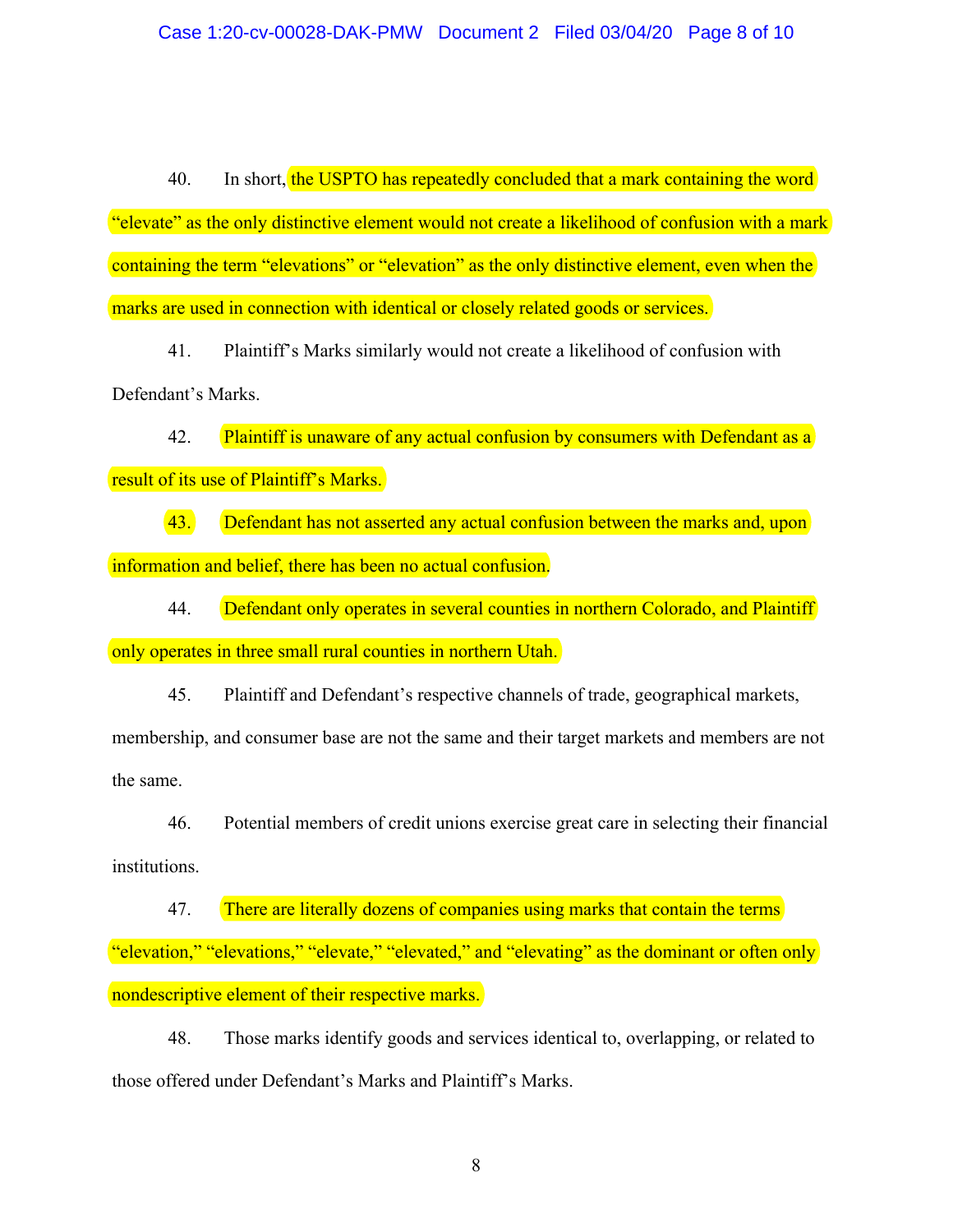40. In short, the USPTO has repeatedly concluded that a mark containing the word “elevate” as the only distinctive element would not create a likelihood of confusion with a mark containing the term “elevations” or “elevation” as the only distinctive element, even when the marks are used in connection with identical or closely related goods or services.

41. Plaintiff’s Marks similarly would not create a likelihood of confusion with Defendant’s Marks.

42. Plaintiff is unaware of any actual confusion by consumers with Defendant as a result of its use of Plaintiff’s Marks.

43. Defendant has not asserted any actual confusion between the marks and, upon information and belief, there has been no actual confusion.

44. Defendant only operates in several counties in northern Colorado, and Plaintiff only operates in three small rural counties in northern Utah.

45. Plaintiff and Defendant’s respective channels of trade, geographical markets, membership, and consumer base are not the same and their target markets and members are not the same.

46. Potential members of credit unions exercise great care in selecting their financial institutions.

47. There are literally dozens of companies using marks that contain the terms “elevation,” “elevations,” “elevate,” “elevated,” and “elevating” as the dominant or often only nondescriptive element of their respective marks.

48. Those marks identify goods and services identical to, overlapping, or related to those offered under Defendant’s Marks and Plaintiff’s Marks.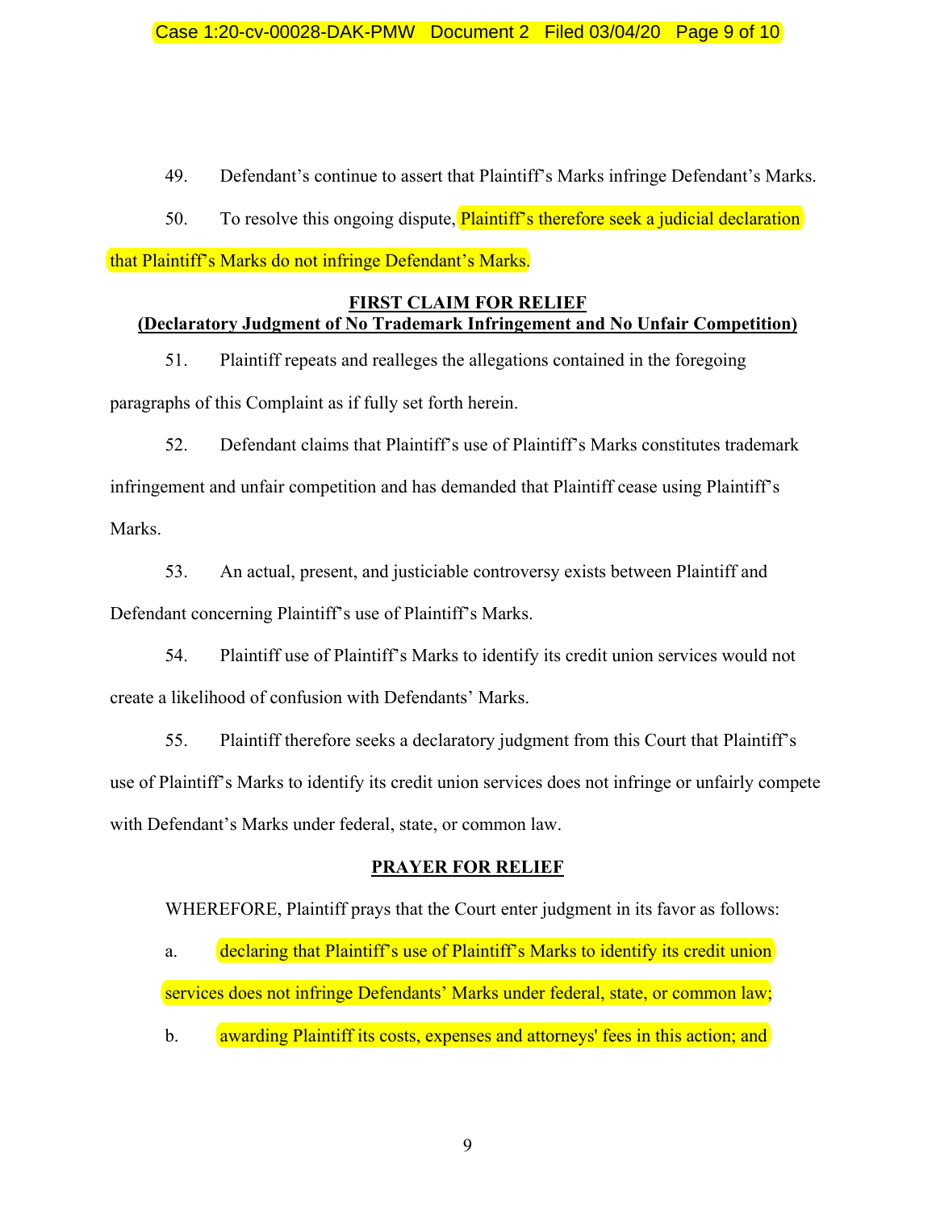49. Defendant's continue to assert that Plaintiff's Marks infringe Defendant's Marks.

50. To resolve this ongoing dispute, Plaintiff's therefore seek a judicial declaration that Plaintiff's Marks do not infringe Defendant's Marks.

**FIRST CLAIM FOR RELIEF**
**(Declaratory Judgment of No Trademark Infringement and No Unfair Competition)**

51. Plaintiff repeats and realleges the allegations contained in the foregoing paragraphs of this Complaint as if fully set forth herein.

52. Defendant claims that Plaintiff's use of Plaintiff's Marks constitutes trademark infringement and unfair competition and has demanded that Plaintiff cease using Plaintiff's Marks.

53. An actual, present, and justiciable controversy exists between Plaintiff and Defendant concerning Plaintiff's use of Plaintiff's Marks.

54. Plaintiff use of Plaintiff's Marks to identify its credit union services would not create a likelihood of confusion with Defendants' Marks.

55. Plaintiff therefore seeks a declaratory judgment from this Court that Plaintiff's use of Plaintiff's Marks to identify its credit union services does not infringe or unfairly compete with Defendant's Marks under federal, state, or common law.

**PRAYER FOR RELIEF**

WHEREFORE, Plaintiff prays that the Court enter judgment in its favor as follows:

a. declaring that Plaintiff's use of Plaintiff's Marks to identify its credit union services does not infringe Defendants' Marks under federal, state, or common law;

b. awarding Plaintiff its costs, expenses and attorneys' fees in this action; and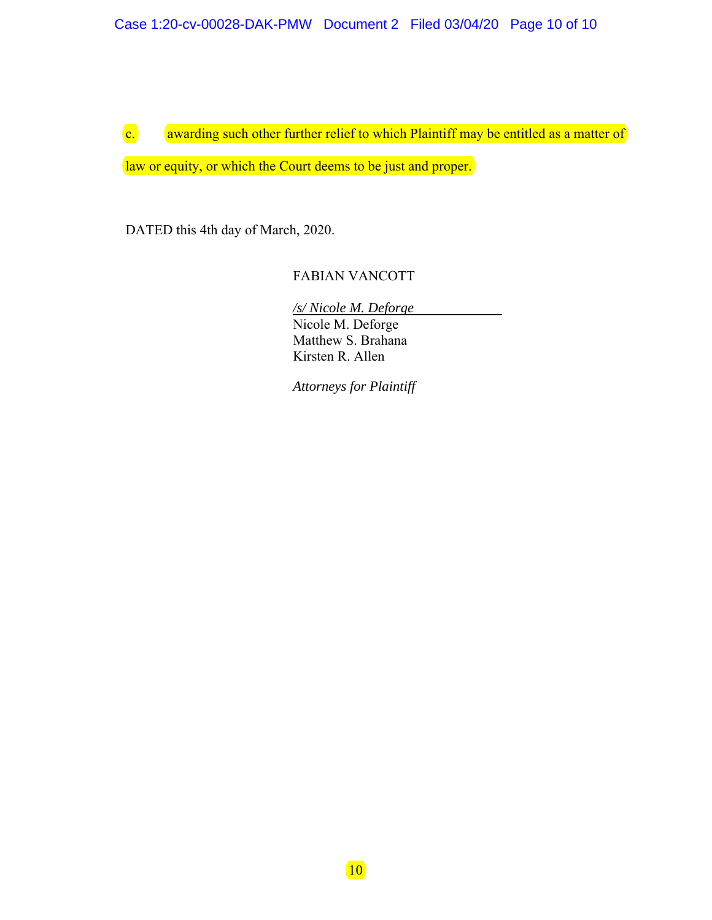c. awarding such other further relief to which Plaintiff may be entitled as a matter of law or equity, or which the Court deems to be just and proper.

DATED this 4th day of March, 2020.

FABIAN VANCOTT

*/s/ Nicole M. Deforge*
Nicole M. Deforge
Matthew S. Brahana
Kirsten R. Allen

*Attorneys for Plaintiff*